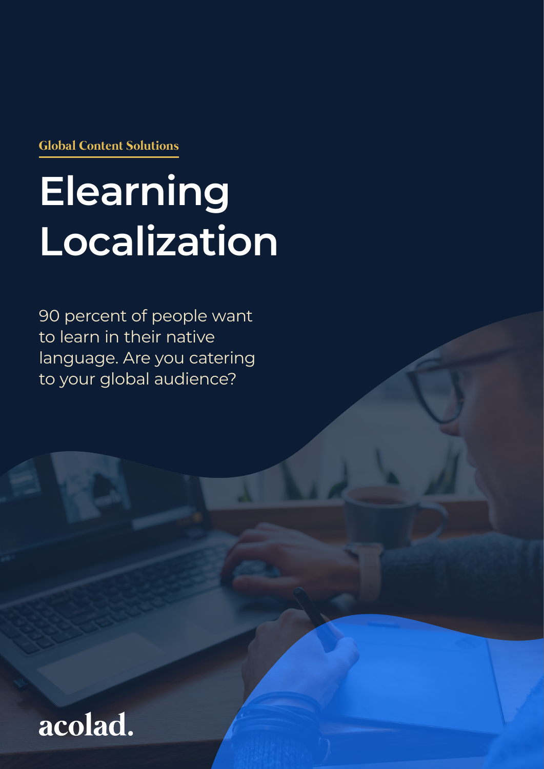Global Content Solutions

# Elearning Localization

90 percent of people want to learn in their native language. Are you catering to your global audience?

acolad.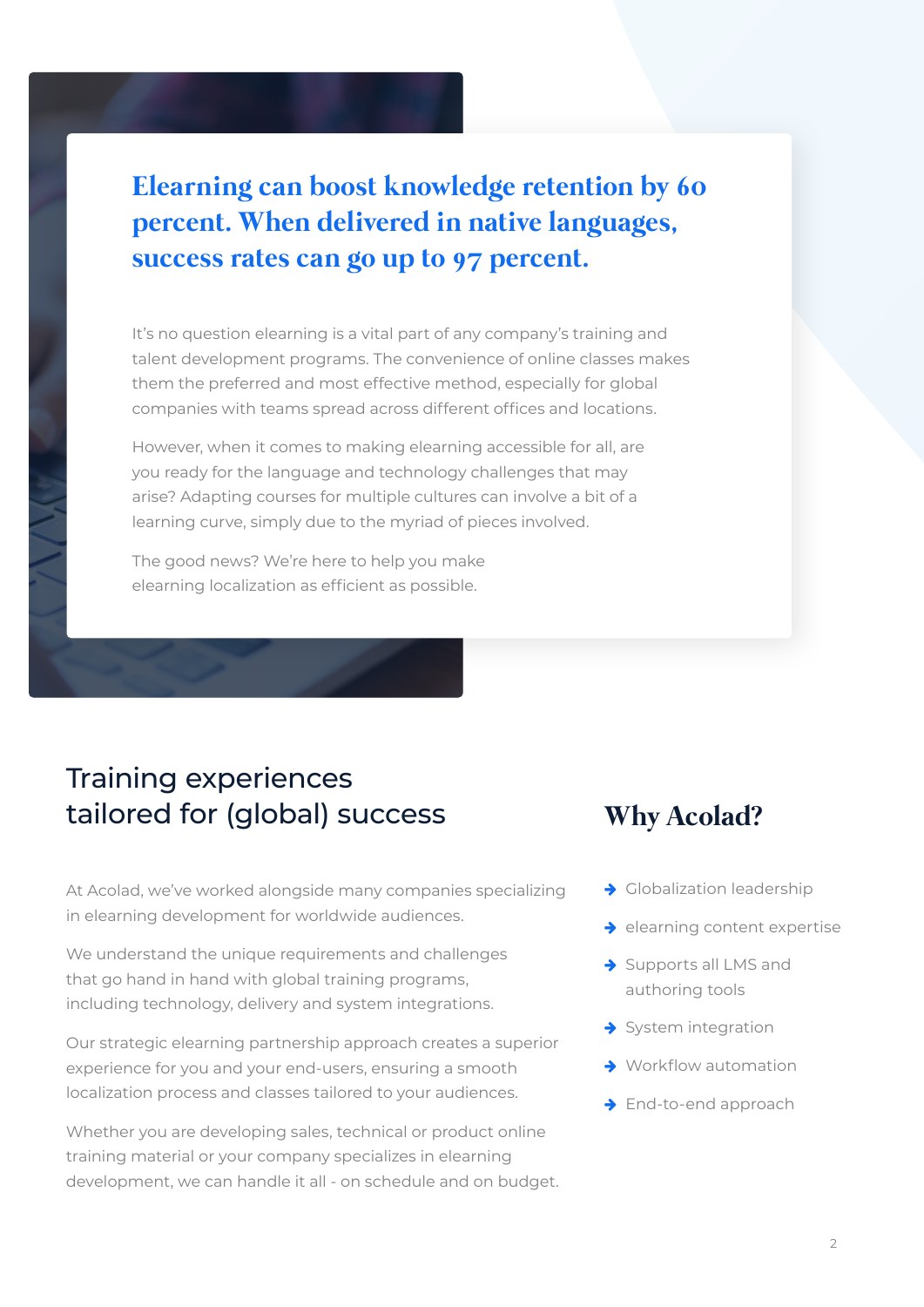## Elearning can boost knowledge retention by 60 percent. When delivered in native languages, success rates can go up to 97 percent.

It's no question elearning is a vital part of any company's training and talent development programs. The convenience of online classes makes them the preferred and most effective method, especially for global companies with teams spread across different offices and locations.

However, when it comes to making elearning accessible for all, are you ready for the language and technology challenges that may arise? Adapting courses for multiple cultures can involve a bit of a learning curve, simply due to the myriad of pieces involved.

The good news? We're here to help you make elearning localization as efficient as possible.

## Training experiences tailored for (global) success

At Acolad, we've worked alongside many companies specializing in elearning development for worldwide audiences.

We understand the unique requirements and challenges that go hand in hand with global training programs, including technology, delivery and system integrations.

Our strategic elearning partnership approach creates a superior experience for you and your end-users, ensuring a smooth localization process and classes tailored to your audiences.

Whether you are developing sales, technical or product online training material or your company specializes in elearning development, we can handle it all - on schedule and on budget.

## Why Acolad?

- Globalization leadership
- elearning content expertise
- Supports all LMS and authoring tools
- System integration
- Workflow automation
- End-to-end approach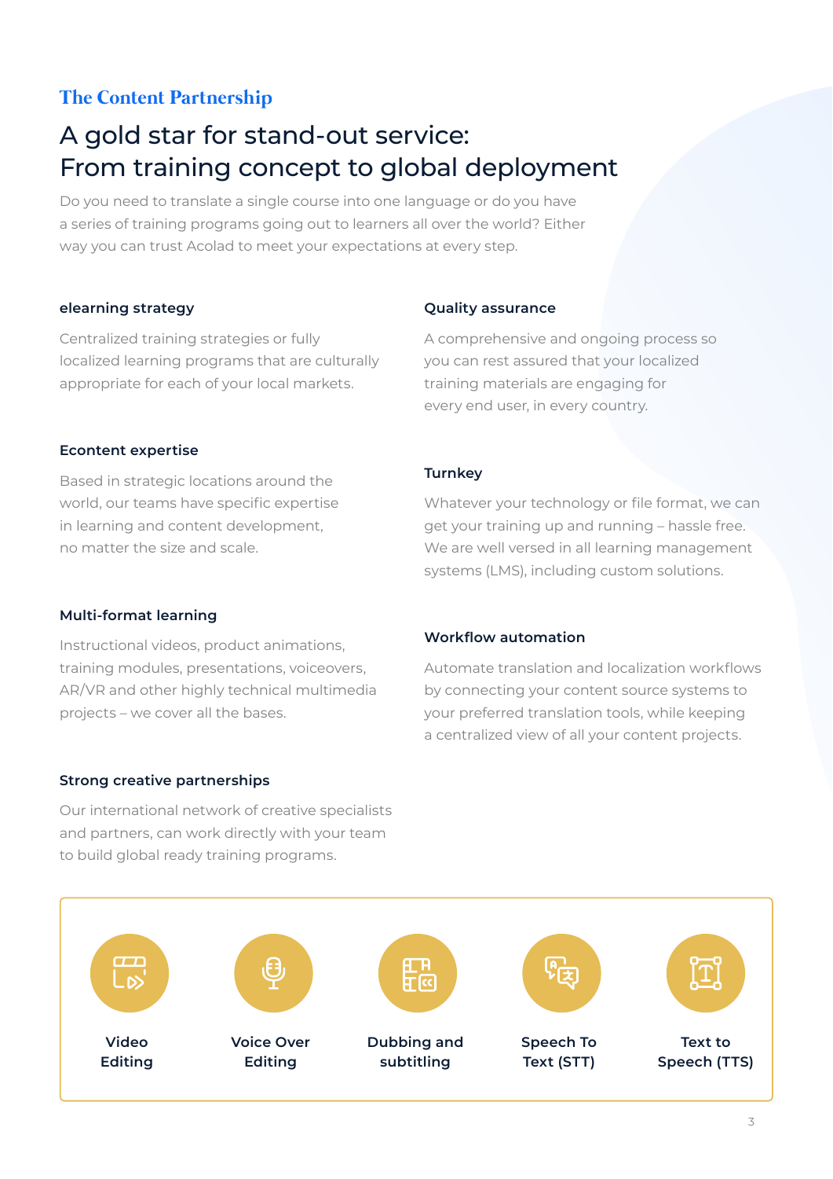## The Content Partnership

# A gold star for stand-out service: From training concept to global deployment

Do you need to translate a single course into one language or do you have a series of training programs going out to learners all over the world? Either way you can trust Acolad to meet your expectations at every step.

### elearning strategy

Centralized training strategies or fully localized learning programs that are culturally appropriate for each of your local markets.

### Econtent expertise

Based in strategic locations around the world, our teams have specific expertise in learning and content development, no matter the size and scale.

### Multi-format learning

Instructional videos, product animations, training modules, presentations, voiceovers, AR/VR and other highly technical multimedia projects – we cover all the bases.

### Strong creative partnerships

Our international network of creative specialists and partners, can work directly with your team to build global ready training programs.

### Quality assurance

A comprehensive and ongoing process so you can rest assured that your localized training materials are engaging for every end user, in every country.

### Turnkey

Whatever your technology or file format, we can get your training up and running – hassle free. We are well versed in all learning management systems (LMS), including custom solutions.

### Workflow automation

Automate translation and localization workflows by connecting your content source systems to your preferred translation tools, while keeping a centralized view of all your content projects.

- **Video Editing**
- **Voice Over Editing**
- **Dubbing and subtitling**
- **Speech To Text (STT)**
- **Text to Speech (TTS)**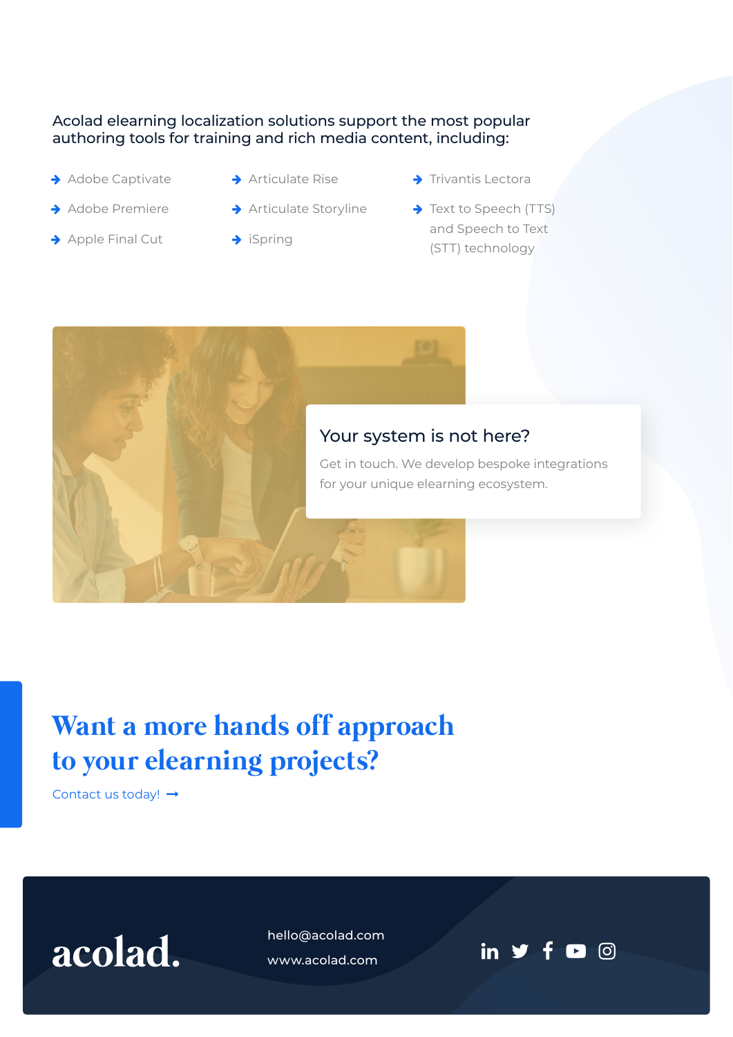Acolad elearning localization solutions support the most popular authoring tools for training and rich media content, including:

- Adobe Captivate
- Adobe Premiere
- Apple Final Cut
- Articulate Rise
- Articulate Storyline
- iSpring
- Trivantis Lectora
- Text to Speech (TTS) and Speech to Text (STT) technology

### Your system is not here?

Get in touch. We develop bespoke integrations for your unique elearning ecosystem.

## Want a more hands off approach to your elearning projects?

Contact us today! →

acolad.

hello@acolad.com

www.acolad.com